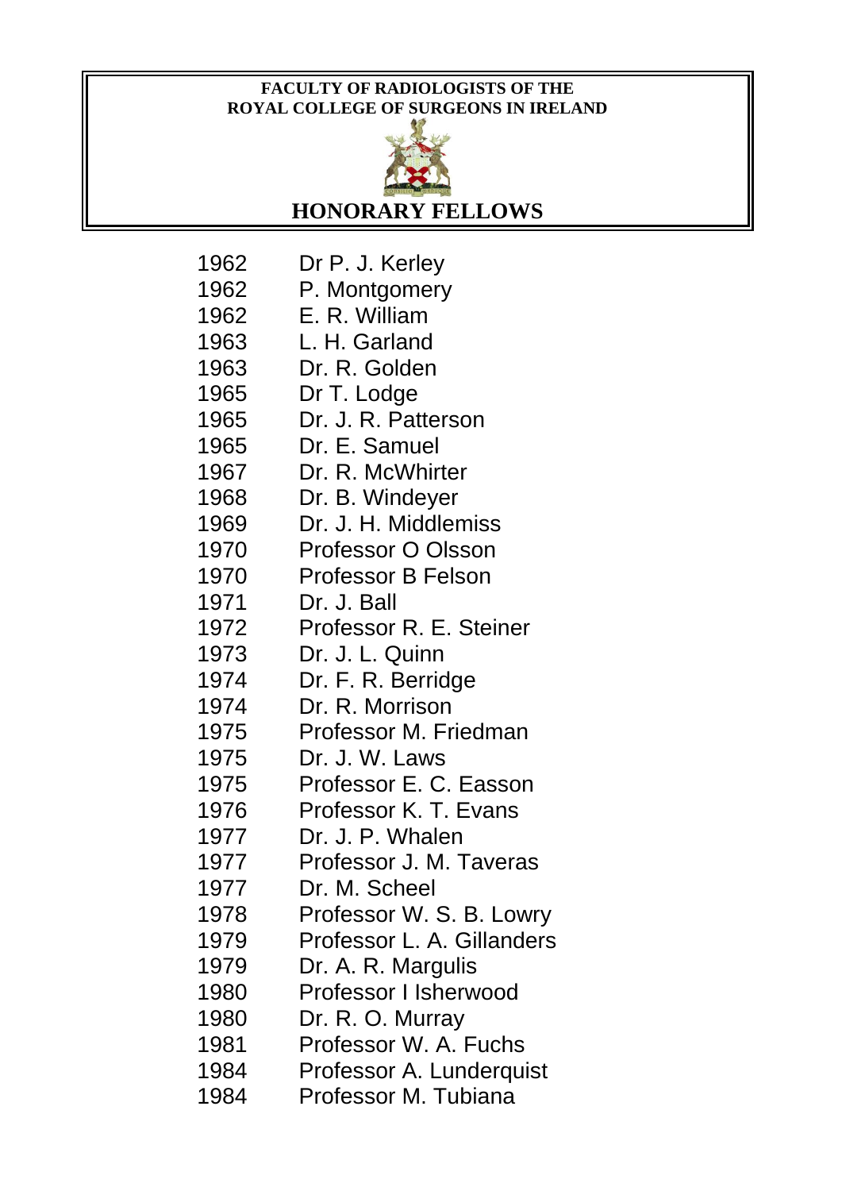**FACULTY OF RADIOLOGISTS OF THE ROYAL COLLEGE OF SURGEONS IN IRELAND**

# HONORARY FELLOWS

| | |
|---|---|
| 1962 | Dr P. J. Kerley |
| 1962 | P. Montgomery |
| 1962 | E. R. William |
| 1963 | L. H. Garland |
| 1963 | Dr. R. Golden |
| 1965 | Dr T. Lodge |
| 1965 | Dr. J. R. Patterson |
| 1965 | Dr. E. Samuel |
| 1967 | Dr. R. McWhirter |
| 1968 | Dr. B. Windeyer |
| 1969 | Dr. J. H. Middlemiss |
| 1970 | Professor O Olsson |
| 1970 | Professor B Felson |
| 1971 | Dr. J. Ball |
| 1972 | Professor R. E. Steiner |
| 1973 | Dr. J. L. Quinn |
| 1974 | Dr. F. R. Berridge |
| 1974 | Dr. R. Morrison |
| 1975 | Professor M. Friedman |
| 1975 | Dr. J. W. Laws |
| 1975 | Professor E. C. Easson |
| 1976 | Professor K. T. Evans |
| 1977 | Dr. J. P. Whalen |
| 1977 | Professor J. M. Taveras |
| 1977 | Dr. M. Scheel |
| 1978 | Professor W. S. B. Lowry |
| 1979 | Professor L. A. Gillanders |
| 1979 | Dr. A. R. Margulis |
| 1980 | Professor I Isherwood |
| 1980 | Dr. R. O. Murray |
| 1981 | Professor W. A. Fuchs |
| 1984 | Professor A. Lunderquist |
| 1984 | Professor M. Tubiana |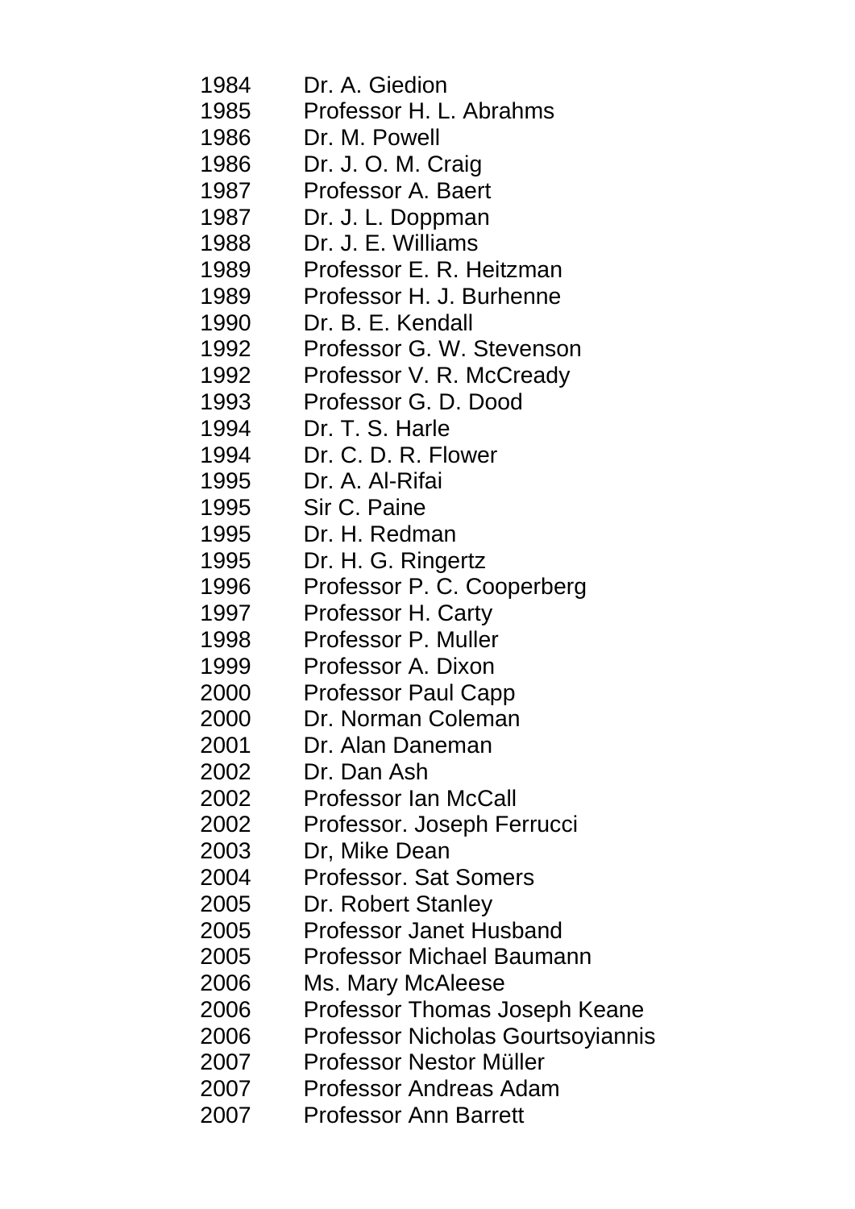| | |
|---|---|
| 1984 | Dr. A. Giedion |
| 1985 | Professor H. L. Abrahms |
| 1986 | Dr. M. Powell |
| 1986 | Dr. J. O. M. Craig |
| 1987 | Professor A. Baert |
| 1987 | Dr. J. L. Doppman |
| 1988 | Dr. J. E. Williams |
| 1989 | Professor E. R. Heitzman |
| 1989 | Professor H. J. Burhenne |
| 1990 | Dr. B. E. Kendall |
| 1992 | Professor G. W. Stevenson |
| 1992 | Professor V. R. McCready |
| 1993 | Professor G. D. Dood |
| 1994 | Dr. T. S. Harle |
| 1994 | Dr. C. D. R. Flower |
| 1995 | Dr. A. Al-Rifai |
| 1995 | Sir C. Paine |
| 1995 | Dr. H. Redman |
| 1995 | Dr. H. G. Ringertz |
| 1996 | Professor P. C. Cooperberg |
| 1997 | Professor H. Carty |
| 1998 | Professor P. Muller |
| 1999 | Professor A. Dixon |
| 2000 | Professor Paul Capp |
| 2000 | Dr. Norman Coleman |
| 2001 | Dr. Alan Daneman |
| 2002 | Dr. Dan Ash |
| 2002 | Professor Ian McCall |
| 2002 | Professor. Joseph Ferrucci |
| 2003 | Dr, Mike Dean |
| 2004 | Professor. Sat Somers |
| 2005 | Dr. Robert Stanley |
| 2005 | Professor Janet Husband |
| 2005 | Professor Michael Baumann |
| 2006 | Ms. Mary McAleese |
| 2006 | Professor Thomas Joseph Keane |
| 2006 | Professor Nicholas Gourtsoyiannis |
| 2007 | Professor Nestor Müller |
| 2007 | Professor Andreas Adam |
| 2007 | Professor Ann Barrett |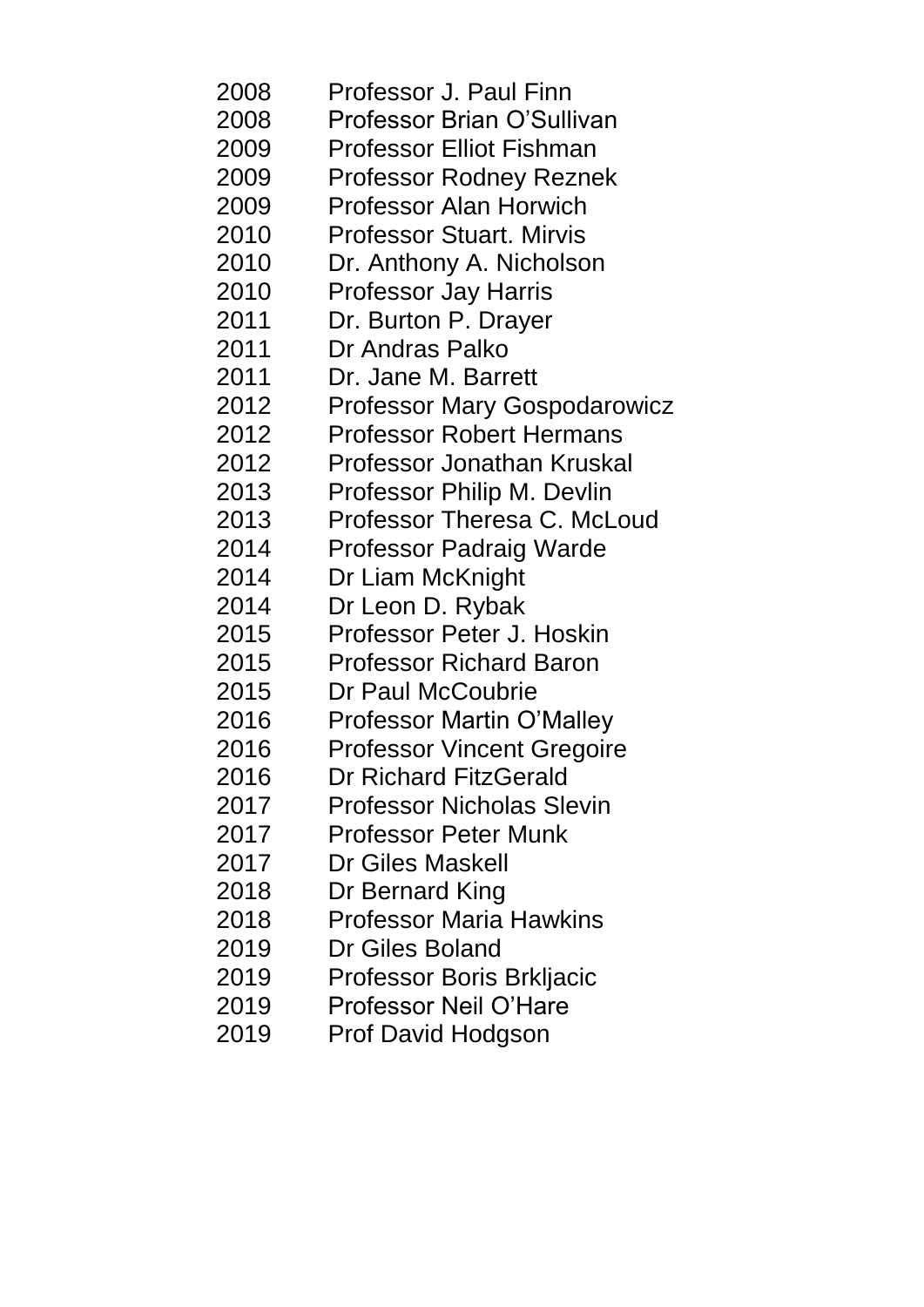| | |
|---|---|
| 2008 | Professor J. Paul Finn |
| 2008 | Professor Brian O'Sullivan |
| 2009 | Professor Elliot Fishman |
| 2009 | Professor Rodney Reznek |
| 2009 | Professor Alan Horwich |
| 2010 | Professor Stuart. Mirvis |
| 2010 | Dr. Anthony A. Nicholson |
| 2010 | Professor Jay Harris |
| 2011 | Dr. Burton P. Drayer |
| 2011 | Dr Andras Palko |
| 2011 | Dr. Jane M. Barrett |
| 2012 | Professor Mary Gospodarowicz |
| 2012 | Professor Robert Hermans |
| 2012 | Professor Jonathan Kruskal |
| 2013 | Professor Philip M. Devlin |
| 2013 | Professor Theresa C. McLoud |
| 2014 | Professor Padraig Warde |
| 2014 | Dr Liam McKnight |
| 2014 | Dr Leon D. Rybak |
| 2015 | Professor Peter J. Hoskin |
| 2015 | Professor Richard Baron |
| 2015 | Dr Paul McCoubrie |
| 2016 | Professor Martin O'Malley |
| 2016 | Professor Vincent Gregoire |
| 2016 | Dr Richard FitzGerald |
| 2017 | Professor Nicholas Slevin |
| 2017 | Professor Peter Munk |
| 2017 | Dr Giles Maskell |
| 2018 | Dr Bernard King |
| 2018 | Professor Maria Hawkins |
| 2019 | Dr Giles Boland |
| 2019 | Professor Boris Brkljacic |
| 2019 | Professor Neil O'Hare |
| 2019 | Prof David Hodgson |